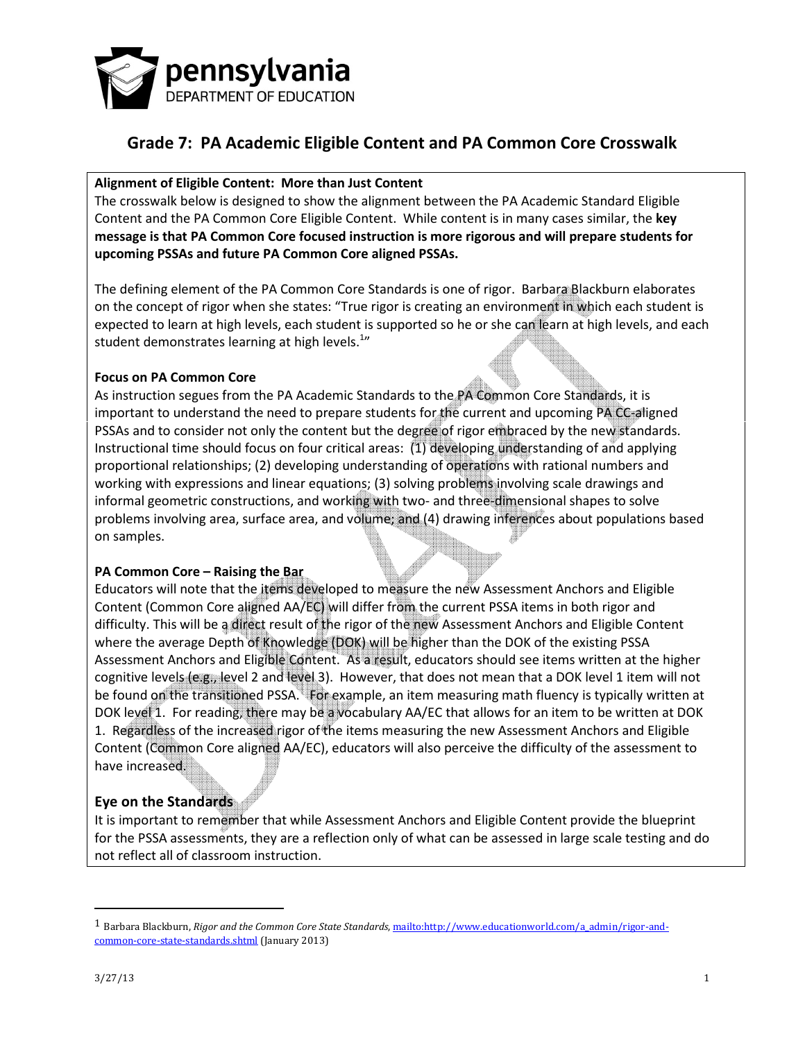pennsylvania
DEPARTMENT OF EDUCATION

# Grade 7: PA Academic Eligible Content and PA Common Core Crosswalk

**Alignment of Eligible Content: More than Just Content**

The crosswalk below is designed to show the alignment between the PA Academic Standard Eligible Content and the PA Common Core Eligible Content. While content is in many cases similar, the **key message is that PA Common Core focused instruction is more rigorous and will prepare students for upcoming PSSAs and future PA Common Core aligned PSSAs.**

The defining element of the PA Common Core Standards is one of rigor. Barbara Blackburn elaborates on the concept of rigor when she states: "True rigor is creating an environment in which each student is expected to learn at high levels, each student is supported so he or she can learn at high levels, and each student demonstrates learning at high levels.[1]"

**Focus on PA Common Core**

As instruction segues from the PA Academic Standards to the PA Common Core Standards, it is important to understand the need to prepare students for the current and upcoming PA CC-aligned PSSAs and to consider not only the content but the degree of rigor embraced by the new standards. Instructional time should focus on four critical areas: (1) developing understanding of and applying proportional relationships; (2) developing understanding of operations with rational numbers and working with expressions and linear equations; (3) solving problems involving scale drawings and informal geometric constructions, and working with two- and three-dimensional shapes to solve problems involving area, surface area, and volume; and (4) drawing inferences about populations based on samples.

**PA Common Core – Raising the Bar**

Educators will note that the items developed to measure the new Assessment Anchors and Eligible Content (Common Core aligned AA/EC) will differ from the current PSSA items in both rigor and difficulty. This will be a direct result of the rigor of the new Assessment Anchors and Eligible Content where the average Depth of Knowledge (DOK) will be higher than the DOK of the existing PSSA Assessment Anchors and Eligible Content. As a result, educators should see items written at the higher cognitive levels (e.g., level 2 and level 3). However, that does not mean that a DOK level 1 item will not be found on the transitioned PSSA. For example, an item measuring math fluency is typically written at DOK level 1. For reading, there may be a vocabulary AA/EC that allows for an item to be written at DOK 1. Regardless of the increased rigor of the items measuring the new Assessment Anchors and Eligible Content (Common Core aligned AA/EC), educators will also perceive the difficulty of the assessment to have increased.

**Eye on the Standards**

It is important to remember that while Assessment Anchors and Eligible Content provide the blueprint for the PSSA assessments, they are a reflection only of what can be assessed in large scale testing and do not reflect all of classroom instruction.

---

[1] Barbara Blackburn, *Rigor and the Common Core State Standards*, mailto:http://www.educationworld.com/a_admin/rigor-and-common-core-state-standards.shtml (January 2013)

3/27/13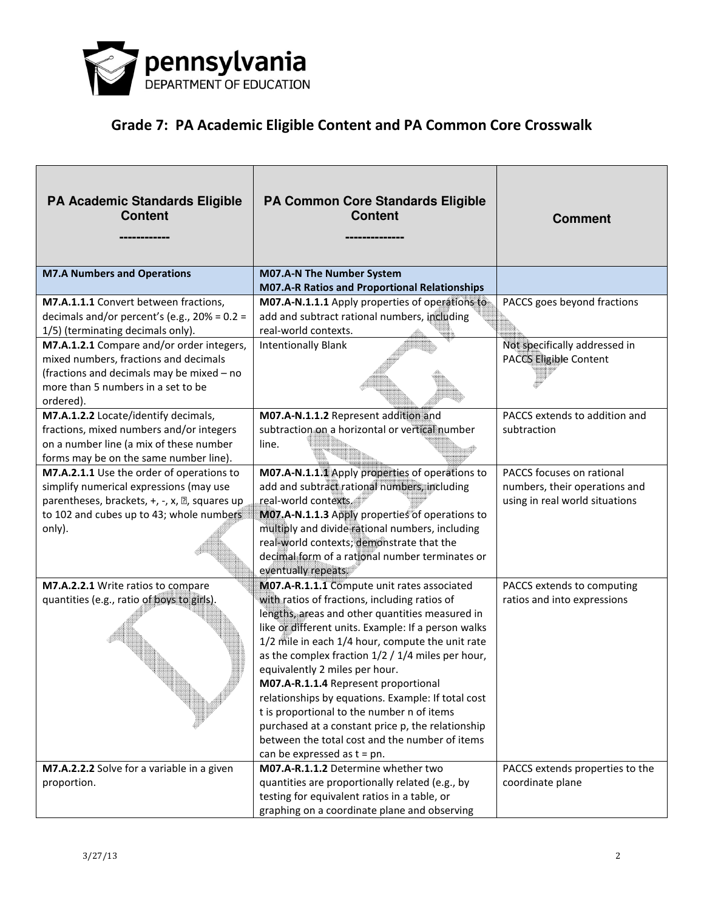# Grade 7: PA Academic Eligible Content and PA Common Core Crosswalk

| PA Academic Standards Eligible Content ------------ | PA Common Core Standards Eligible Content ------------- | Comment |
|---|---|---|
| **M7.A Numbers and Operations** | **M07.A-N The Number System** **M07.A-R Ratios and Proportional Relationships** | |
| **M7.A.1.1.1** Convert between fractions, decimals and/or percent's (e.g., 20% = 0.2 = 1/5) (terminating decimals only). | **M07.A-N.1.1.1** Apply properties of operations to add and subtract rational numbers, including real-world contexts. | PACCS goes beyond fractions |
| **M7.A.1.2.1** Compare and/or order integers, mixed numbers, fractions and decimals (fractions and decimals may be mixed – no more than 5 numbers in a set to be ordered). | Intentionally Blank | Not specifically addressed in PACCS Eligible Content |
| **M7.A.1.2.2** Locate/identify decimals, fractions, mixed numbers and/or integers on a number line (a mix of these number forms may be on the same number line). | **M07.A-N.1.1.2** Represent addition and subtraction on a horizontal or vertical number line. | PACCS extends to addition and subtraction |
| **M7.A.2.1.1** Use the order of operations to simplify numerical expressions (may use parentheses, brackets, +, -, x, ÷, squares up to 102 and cubes up to 43; whole numbers only). | **M07.A-N.1.1.1** Apply properties of operations to add and subtract rational numbers, including real-world contexts. **M07.A-N.1.1.3** Apply properties of operations to multiply and divide rational numbers, including real-world contexts; demonstrate that the decimal form of a rational number terminates or eventually repeats. | PACCS focuses on rational numbers, their operations and using in real world situations |
| **M7.A.2.2.1** Write ratios to compare quantities (e.g., ratio of boys to girls). | **M07.A-R.1.1.1** Compute unit rates associated with ratios of fractions, including ratios of lengths, areas and other quantities measured in like or different units. Example: If a person walks 1/2 mile in each 1/4 hour, compute the unit rate as the complex fraction 1/2 / 1/4 miles per hour, equivalently 2 miles per hour. **M07.A-R.1.1.4** Represent proportional relationships by equations. Example: If total cost t is proportional to the number n of items purchased at a constant price p, the relationship between the total cost and the number of items can be expressed as t = pn. | PACCS extends to computing ratios and into expressions |
| **M7.A.2.2.2** Solve for a variable in a given proportion. | **M07.A-R.1.1.2** Determine whether two quantities are proportionally related (e.g., by testing for equivalent ratios in a table, or graphing on a coordinate plane and observing | PACCS extends properties to the coordinate plane |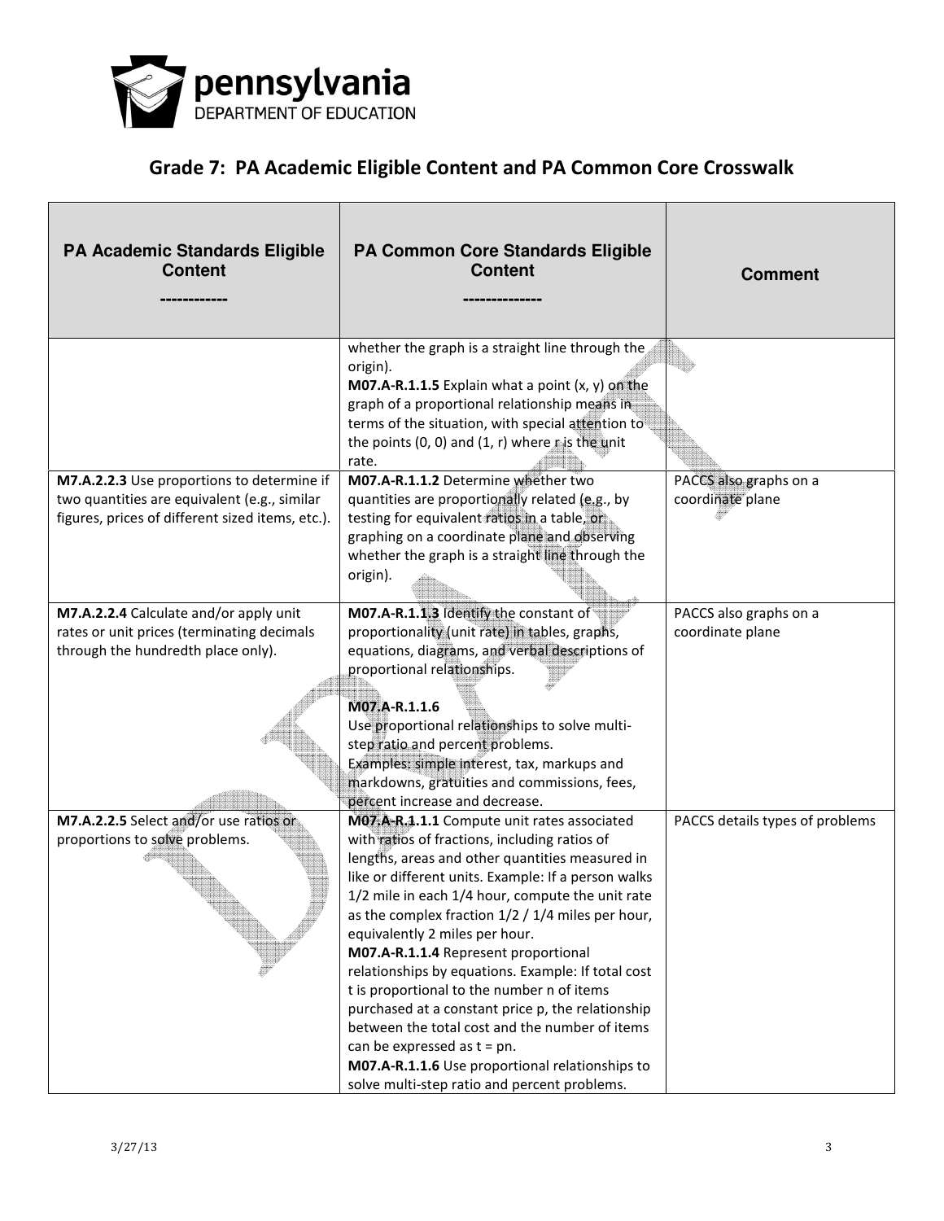# Grade 7: PA Academic Eligible Content and PA Common Core Crosswalk

| PA Academic Standards Eligible Content ----------- | PA Common Core Standards Eligible Content ------------- | Comment |
| --- | --- | --- |
| | whether the graph is a straight line through the origin). **M07.A-R.1.1.5** Explain what a point (x, y) on the graph of a proportional relationship means in terms of the situation, with special attention to the points (0, 0) and (1, r) where r is the unit rate. | |
| **M7.A.2.2.3** Use proportions to determine if two quantities are equivalent (e.g., similar figures, prices of different sized items, etc.). | **M07.A-R.1.1.2** Determine whether two quantities are proportionally related (e.g., by testing for equivalent ratios in a table, or graphing on a coordinate plane and observing whether the graph is a straight line through the origin). | PACCS also graphs on a coordinate plane |
| **M7.A.2.2.4** Calculate and/or apply unit rates or unit prices (terminating decimals through the hundredth place only). | **M07.A-R.1.1.3** Identify the constant of proportionality (unit rate) in tables, graphs, equations, diagrams, and verbal descriptions of proportional relationships.<br><br>**M07.A-R.1.1.6**<br>Use proportional relationships to solve multi-step ratio and percent problems.<br>Examples: simple interest, tax, markups and markdowns, gratuities and commissions, fees, percent increase and decrease. | PACCS also graphs on a coordinate plane |
| **M7.A.2.2.5** Select and/or use ratios or proportions to solve problems. | **M07.A-R.1.1.1** Compute unit rates associated with ratios of fractions, including ratios of lengths, areas and other quantities measured in like or different units. Example: If a person walks 1/2 mile in each 1/4 hour, compute the unit rate as the complex fraction 1/2 / 1/4 miles per hour, equivalently 2 miles per hour.<br>**M07.A-R.1.1.4** Represent proportional relationships by equations. Example: If total cost t is proportional to the number n of items purchased at a constant price p, the relationship between the total cost and the number of items can be expressed as t = pn.<br>**M07.A-R.1.1.6** Use proportional relationships to solve multi-step ratio and percent problems. | PACCS details types of problems |

3/27/13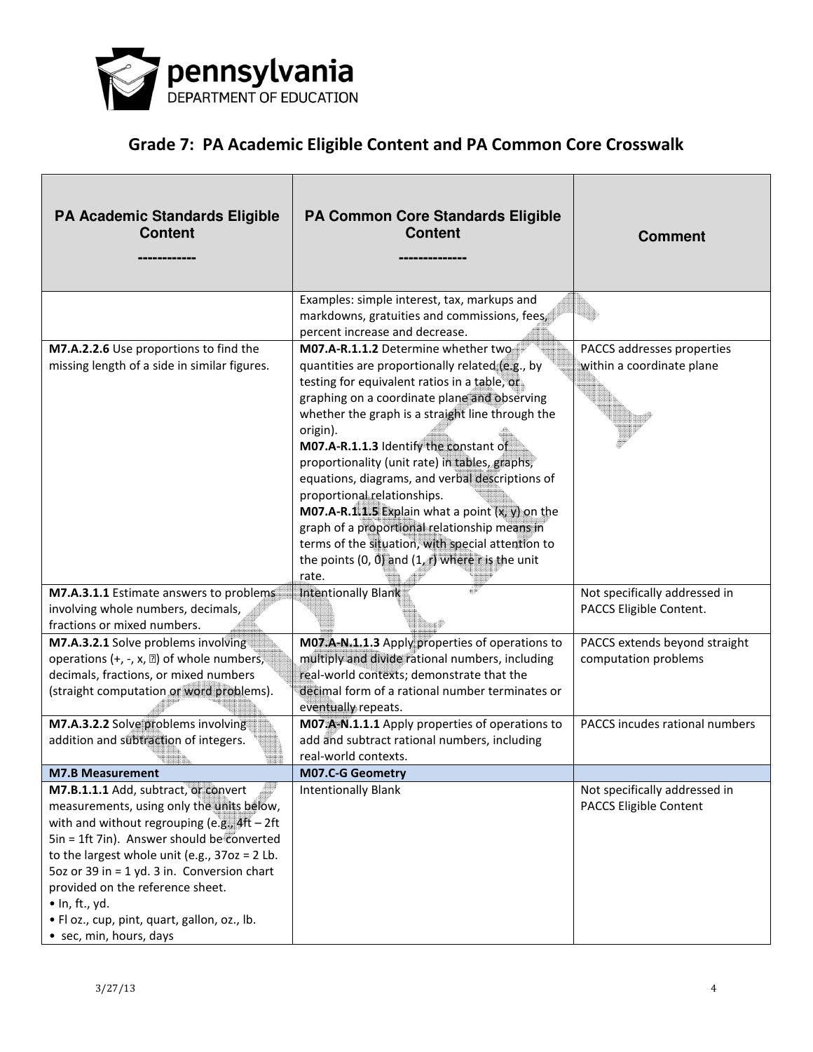## Grade 7: PA Academic Eligible Content and PA Common Core Crosswalk

| PA Academic Standards Eligible Content ----------- | PA Common Core Standards Eligible Content ------------- | Comment |
|---|---|---|
| | Examples: simple interest, tax, markups and markdowns, gratuities and commissions, fees, percent increase and decrease. | |
| **M7.A.2.2.6** Use proportions to find the missing length of a side in similar figures. | **M07.A-R.1.1.2** Determine whether two quantities are proportionally related (e.g., by testing for equivalent ratios in a table, or graphing on a coordinate plane and observing whether the graph is a straight line through the origin).<br>**M07.A-R.1.1.3** Identify the constant of proportionality (unit rate) in tables, graphs, equations, diagrams, and verbal descriptions of proportional relationships.<br>**M07.A-R.1.1.5** Explain what a point (x, y) on the graph of a proportional relationship means in terms of the situation, with special attention to the points (0, 0) and (1, r) where r is the unit rate. | PACCS addresses properties within a coordinate plane |
| **M7.A.3.1.1** Estimate answers to problems involving whole numbers, decimals, fractions or mixed numbers. | Intentionally Blank | Not specifically addressed in PACCS Eligible Content. |
| **M7.A.3.2.1** Solve problems involving operations (+, -, x, ÷) of whole numbers, decimals, fractions, or mixed numbers (straight computation or word problems). | **M07.A-N.1.1.3** Apply properties of operations to multiply and divide rational numbers, including real-world contexts; demonstrate that the decimal form of a rational number terminates or eventually repeats. | PACCS extends beyond straight computation problems |
| **M7.A.3.2.2** Solve problems involving addition and subtraction of integers. | **M07.A-N.1.1.1** Apply properties of operations to add and subtract rational numbers, including real-world contexts. | PACCS incudes rational numbers |
| **M7.B Measurement** | **M07.C-G Geometry** | |
| **M7.B.1.1.1** Add, subtract, or convert measurements, using only the units below, with and without regrouping (e.g., 4ft – 2ft 5in = 1ft 7in). Answer should be converted to the largest whole unit (e.g., 37oz = 2 Lb. 5oz or 39 in = 1 yd. 3 in. Conversion chart provided on the reference sheet.<br>• In, ft., yd.<br>• Fl oz., cup, pint, quart, gallon, oz., lb.<br>• sec, min, hours, days | Intentionally Blank | Not specifically addressed in PACCS Eligible Content |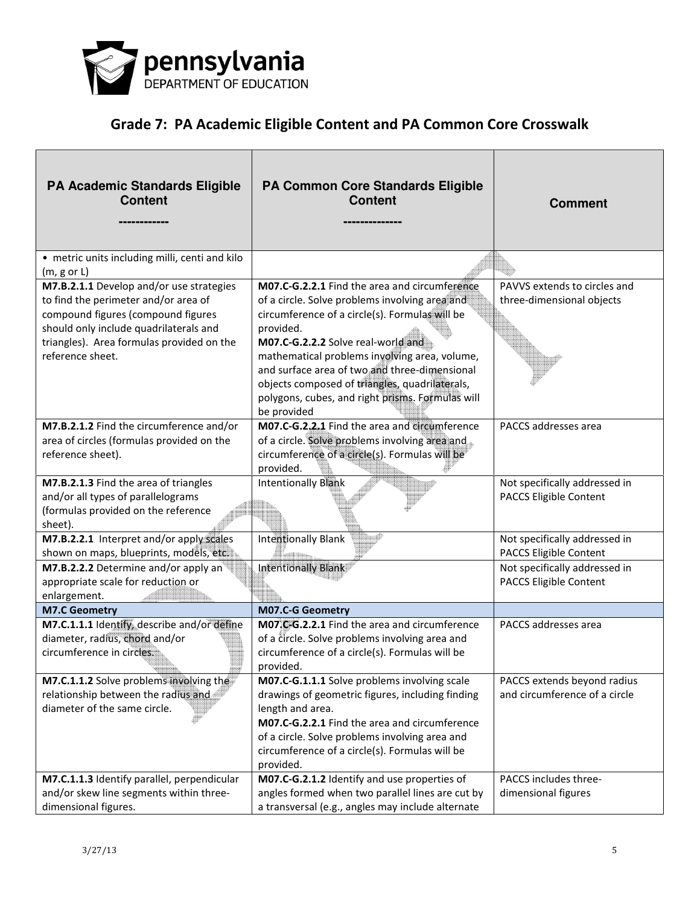# Grade 7: PA Academic Eligible Content and PA Common Core Crosswalk

| PA Academic Standards Eligible Content<br>----------- | PA Common Core Standards Eligible Content<br>------------- | Comment |
|---|---|---|
| • metric units including milli, centi and kilo (m, g or L) | | |
| **M7.B.2.1.1** Develop and/or use strategies to find the perimeter and/or area of compound figures (compound figures should only include quadrilaterals and triangles). Area formulas provided on the reference sheet. | **M07.C-G.2.2.1** Find the area and circumference of a circle. Solve problems involving area and circumference of a circle(s). Formulas will be provided.<br>**M07.C-G.2.2.2** Solve real-world and mathematical problems involving area, volume, and surface area of two and three-dimensional objects composed of triangles, quadrilaterals, polygons, cubes, and right prisms. Formulas will be provided | PAVVS extends to circles and three-dimensional objects |
| **M7.B.2.1.2** Find the circumference and/or area of circles (formulas provided on the reference sheet). | **M07.C-G.2.2.1** Find the area and circumference of a circle. Solve problems involving area and circumference of a circle(s). Formulas will be provided. | PACCS addresses area |
| **M7.B.2.1.3** Find the area of triangles and/or all types of parallelograms (formulas provided on the reference sheet). | Intentionally Blank | Not specifically addressed in PACCS Eligible Content |
| **M7.B.2.2.1** Interpret and/or apply scales shown on maps, blueprints, models, etc. | Intentionally Blank | Not specifically addressed in PACCS Eligible Content |
| **M7.B.2.2.2** Determine and/or apply an appropriate scale for reduction or enlargement. | Intentionally Blank | Not specifically addressed in PACCS Eligible Content |
| **M7.C Geometry** | **M07.C-G Geometry** | |
| **M7.C.1.1.1** Identify, describe and/or define diameter, radius, chord and/or circumference in circles. | **M07.C-G.2.2.1** Find the area and circumference of a circle. Solve problems involving area and circumference of a circle(s). Formulas will be provided. | PACCS addresses area |
| **M7.C.1.1.2** Solve problems involving the relationship between the radius and diameter of the same circle. | **M07.C-G.1.1.1** Solve problems involving scale drawings of geometric figures, including finding length and area.<br>**M07.C-G.2.2.1** Find the area and circumference of a circle. Solve problems involving area and circumference of a circle(s). Formulas will be provided. | PACCS extends beyond radius and circumference of a circle |
| **M7.C.1.1.3** Identify parallel, perpendicular and/or skew line segments within three-dimensional figures. | **M07.C-G.2.1.2** Identify and use properties of angles formed when two parallel lines are cut by a transversal (e.g., angles may include alternate | PACCS includes three-dimensional figures |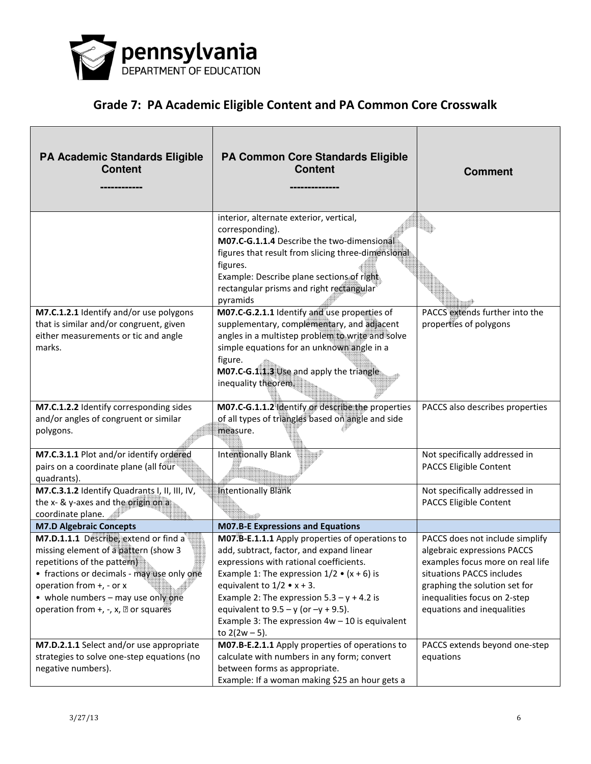## Grade 7: PA Academic Eligible Content and PA Common Core Crosswalk

| PA Academic Standards Eligible Content<br>----------- | PA Common Core Standards Eligible Content<br>------------- | Comment |
|---|---|---|
| | interior, alternate exterior, vertical, corresponding).<br>**M07.C-G.1.1.4** Describe the two-dimensional figures that result from slicing three-dimensional figures.<br>Example: Describe plane sections of right rectangular prisms and right rectangular pyramids | |
| **M7.C.1.2.1** Identify and/or use polygons that is similar and/or congruent, given either measurements or tic and angle marks. | **M07.C-G.2.1.1** Identify and use properties of supplementary, complementary, and adjacent angles in a multistep problem to write and solve simple equations for an unknown angle in a figure.<br>**M07.C-G.1.1.3** Use and apply the triangle inequality theorem. | PACCS extends further into the properties of polygons |
| **M7.C.1.2.2** Identify corresponding sides and/or angles of congruent or similar polygons. | **M07.C-G.1.1.2** Identify or describe the properties of all types of triangles based on angle and side measure. | PACCS also describes properties |
| **M7.C.3.1.1** Plot and/or identify ordered pairs on a coordinate plane (all four quadrants). | Intentionally Blank | Not specifically addressed in PACCS Eligible Content |
| **M7.C.3.1.2** Identify Quadrants I, II, III, IV, the x- & y-axes and the origin on a coordinate plane. | Intentionally Blank | Not specifically addressed in PACCS Eligible Content |
| **M7.D Algebraic Concepts** | **M07.B-E Expressions and Equations** | |
| **M7.D.1.1.1** Describe, extend or find a missing element of a pattern (show 3 repetitions of the pattern)<br>• fractions or decimals - may use only one operation from +, - or x<br>• whole numbers – may use only one operation from +, -, x, ÷ or squares | **M07.B-E.1.1.1** Apply properties of operations to add, subtract, factor, and expand linear expressions with rational coefficients.<br>Example 1: The expression 1/2 • (x + 6) is equivalent to 1/2 • x + 3.<br>Example 2: The expression 5.3 – y + 4.2 is equivalent to 9.5 – y (or –y + 9.5).<br>Example 3: The expression 4w – 10 is equivalent to 2(2w – 5). | PACCS does not include simplify algebraic expressions PACCS examples focus more on real life situations PACCS includes graphing the solution set for inequalities focus on 2-step equations and inequalities |
| **M7.D.2.1.1** Select and/or use appropriate strategies to solve one-step equations (no negative numbers). | **M07.B-E.2.1.1** Apply properties of operations to calculate with numbers in any form; convert between forms as appropriate.<br>Example: If a woman making $25 an hour gets a | PACCS extends beyond one-step equations |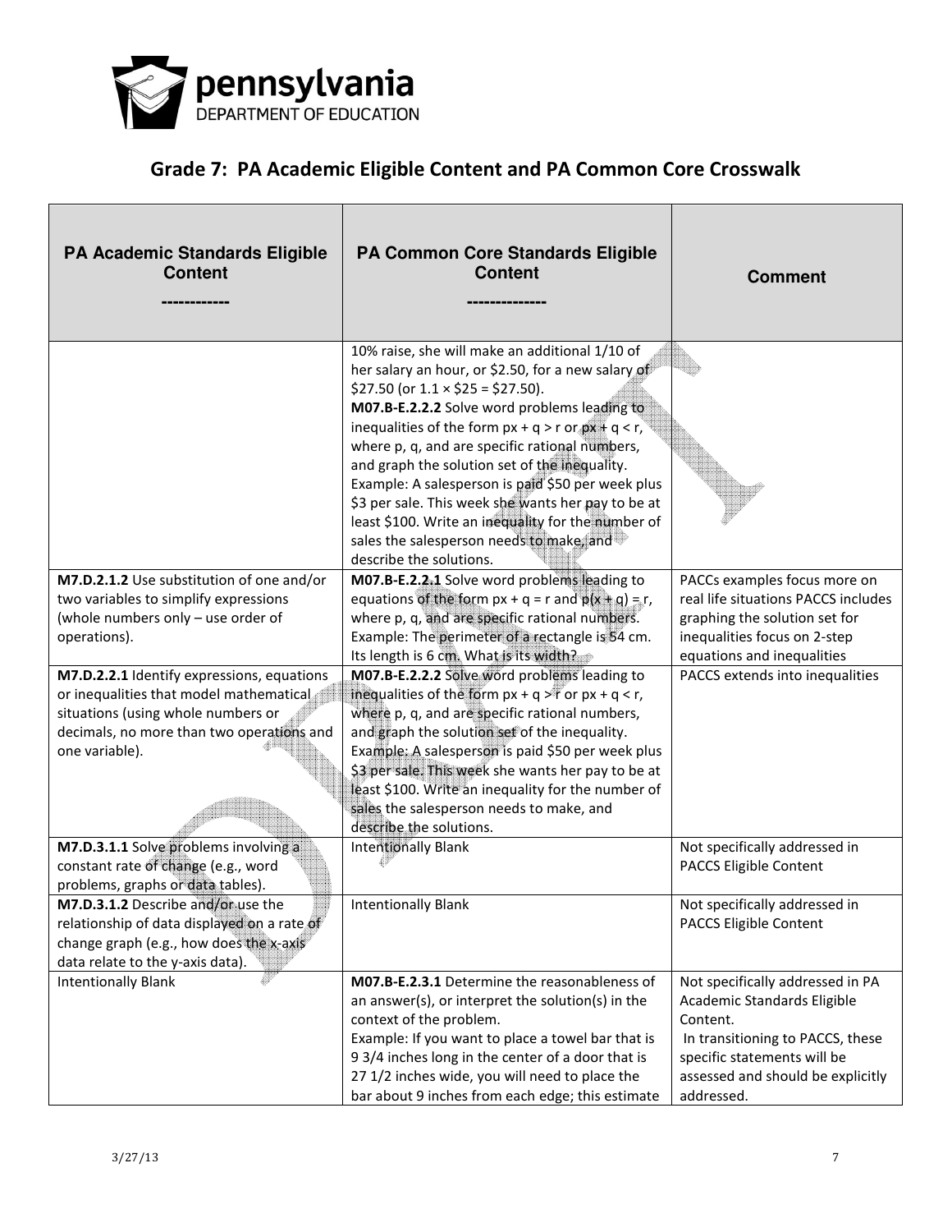## Grade 7: PA Academic Eligible Content and PA Common Core Crosswalk

| PA Academic Standards Eligible Content ----------- | PA Common Core Standards Eligible Content ------------- | Comment |
|---|---|---|
| | 10% raise, she will make an additional 1/10 of her salary an hour, or \$2.50, for a new salary of \$27.50 (or 1.1 × \$25 = \$27.50). **M07.B-E.2.2.2** Solve word problems leading to inequalities of the form $px + q > r$ or $px + q < r$, where p, q, and are specific rational numbers, and graph the solution set of the inequality. Example: A salesperson is paid \$50 per week plus \$3 per sale. This week she wants her pay to be at least \$100. Write an inequality for the number of sales the salesperson needs to make, and describe the solutions. | |
| **M7.D.2.1.2** Use substitution of one and/or two variables to simplify expressions (whole numbers only – use order of operations). | **M07.B-E.2.2.1** Solve word problems leading to equations of the form $px + q = r$ and $p(x + q) = r$, where p, q, and are specific rational numbers. Example: The perimeter of a rectangle is 54 cm. Its length is 6 cm. What is its width? | PACCs examples focus more on real life situations PACCS includes graphing the solution set for inequalities focus on 2-step equations and inequalities |
| **M7.D.2.2.1** Identify expressions, equations or inequalities that model mathematical situations (using whole numbers or decimals, no more than two operations and one variable). | **M07.B-E.2.2.2** Solve word problems leading to inequalities of the form $px + q > r$ or $px + q < r$, where p, q, and are specific rational numbers, and graph the solution set of the inequality. Example: A salesperson is paid \$50 per week plus \$3 per sale. This week she wants her pay to be at least \$100. Write an inequality for the number of sales the salesperson needs to make, and describe the solutions. | PACCS extends into inequalities |
| **M7.D.3.1.1** Solve problems involving a constant rate of change (e.g., word problems, graphs or data tables). | Intentionally Blank | Not specifically addressed in PACCS Eligible Content |
| **M7.D.3.1.2** Describe and/or use the relationship of data displayed on a rate of change graph (e.g., how does the x-axis data relate to the y-axis data). | Intentionally Blank | Not specifically addressed in PACCS Eligible Content |
| Intentionally Blank | **M07.B-E.2.3.1** Determine the reasonableness of an answer(s), or interpret the solution(s) in the context of the problem. Example: If you want to place a towel bar that is 9 3/4 inches long in the center of a door that is 27 1/2 inches wide, you will need to place the bar about 9 inches from each edge; this estimate | Not specifically addressed in PA Academic Standards Eligible Content. In transitioning to PACCS, these specific statements will be assessed and should be explicitly addressed. |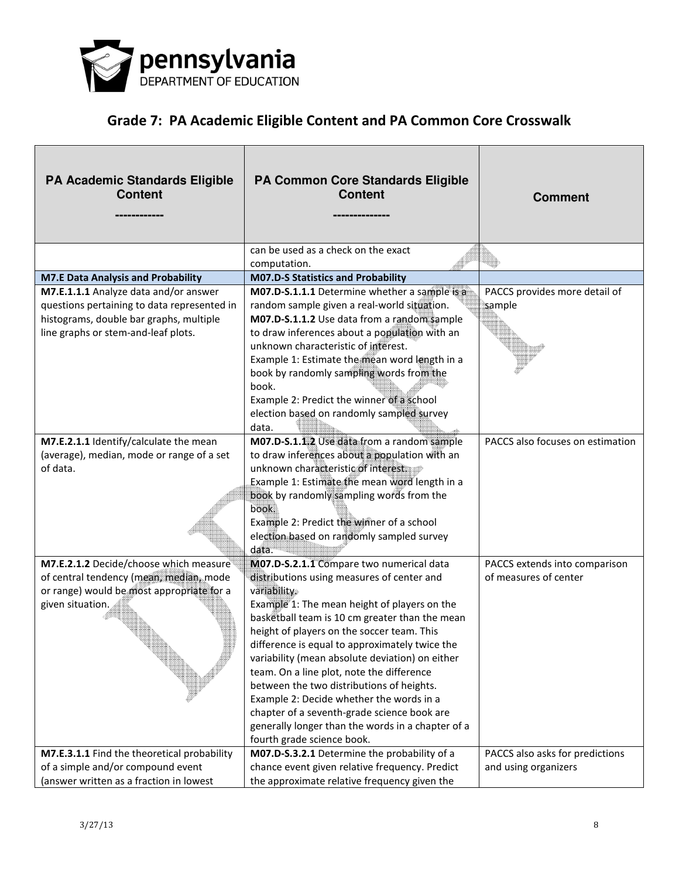## Grade 7: PA Academic Eligible Content and PA Common Core Crosswalk

| PA Academic Standards Eligible Content ----------- | PA Common Core Standards Eligible Content ------------- | Comment |
|---|---|---|
| | can be used as a check on the exact computation. | |
| **M7.E Data Analysis and Probability** | **M07.D-S Statistics and Probability** | |
| **M7.E.1.1.1** Analyze data and/or answer questions pertaining to data represented in histograms, double bar graphs, multiple line graphs or stem-and-leaf plots. | **M07.D-S.1.1.1** Determine whether a sample is a random sample given a real-world situation.<br>**M07.D-S.1.1.2** Use data from a random sample to draw inferences about a population with an unknown characteristic of interest.<br>Example 1: Estimate the mean word length in a book by randomly sampling words from the book.<br>Example 2: Predict the winner of a school election based on randomly sampled survey data. | PACCS provides more detail of sample |
| **M7.E.2.1.1** Identify/calculate the mean (average), median, mode or range of a set of data. | **M07.D-S.1.1.2** Use data from a random sample to draw inferences about a population with an unknown characteristic of interest.<br>Example 1: Estimate the mean word length in a book by randomly sampling words from the book.<br>Example 2: Predict the winner of a school election based on randomly sampled survey data. | PACCS also focuses on estimation |
| **M7.E.2.1.2** Decide/choose which measure of central tendency (mean, median, mode or range) would be most appropriate for a given situation. | **M07.D-S.2.1.1** Compare two numerical data distributions using measures of center and variability.<br>Example 1: The mean height of players on the basketball team is 10 cm greater than the mean height of players on the soccer team. This difference is equal to approximately twice the variability (mean absolute deviation) on either team. On a line plot, note the difference between the two distributions of heights.<br>Example 2: Decide whether the words in a chapter of a seventh-grade science book are generally longer than the words in a chapter of a fourth grade science book. | PACCS extends into comparison of measures of center |
| **M7.E.3.1.1** Find the theoretical probability of a simple and/or compound event (answer written as a fraction in lowest | **M07.D-S.3.2.1** Determine the probability of a chance event given relative frequency. Predict the approximate relative frequency given the | PACCS also asks for predictions and using organizers |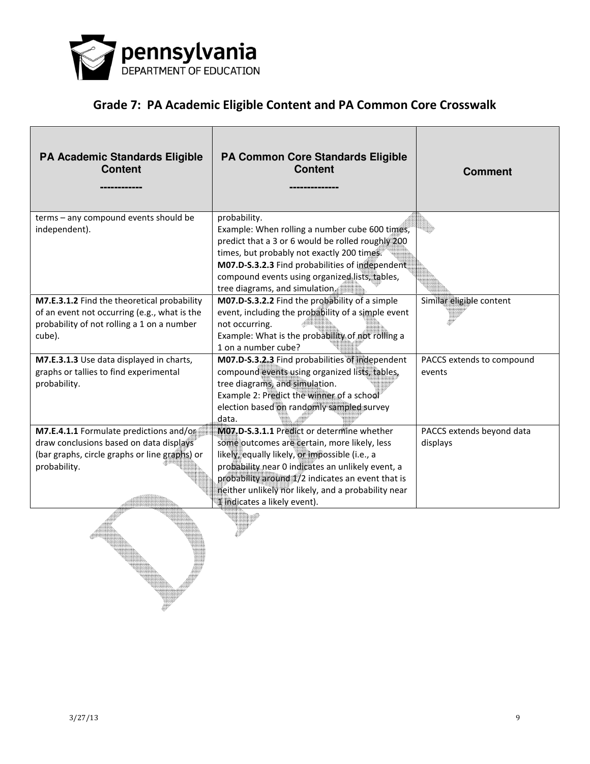# Grade 7: PA Academic Eligible Content and PA Common Core Crosswalk

| PA Academic Standards Eligible Content ----------- | PA Common Core Standards Eligible Content ------------- | Comment |
|---|---|---|
| terms – any compound events should be independent). | probability. Example: When rolling a number cube 600 times, predict that a 3 or 6 would be rolled roughly 200 times, but probably not exactly 200 times. **M07.D-S.3.2.3** Find probabilities of independent compound events using organized lists, tables, tree diagrams, and simulation. | |
| **M7.E.3.1.2** Find the theoretical probability of an event not occurring (e.g., what is the probability of not rolling a 1 on a number cube). | **M07.D-S.3.2.2** Find the probability of a simple event, including the probability of a simple event not occurring. Example: What is the probability of not rolling a 1 on a number cube? | Similar eligible content |
| **M7.E.3.1.3** Use data displayed in charts, graphs or tallies to find experimental probability. | **M07.D-S.3.2.3** Find probabilities of independent compound events using organized lists, tables, tree diagrams, and simulation. Example 2: Predict the winner of a school election based on randomly sampled survey data. | PACCS extends to compound events |
| **M7.E.4.1.1** Formulate predictions and/or draw conclusions based on data displays (bar graphs, circle graphs or line graphs) or probability. | **M07.D-S.3.1.1** Predict or determine whether some outcomes are certain, more likely, less likely, equally likely, or impossible (i.e., a probability near 0 indicates an unlikely event, a probability around 1/2 indicates an event that is neither unlikely nor likely, and a probability near 1 indicates a likely event). | PACCS extends beyond data displays |